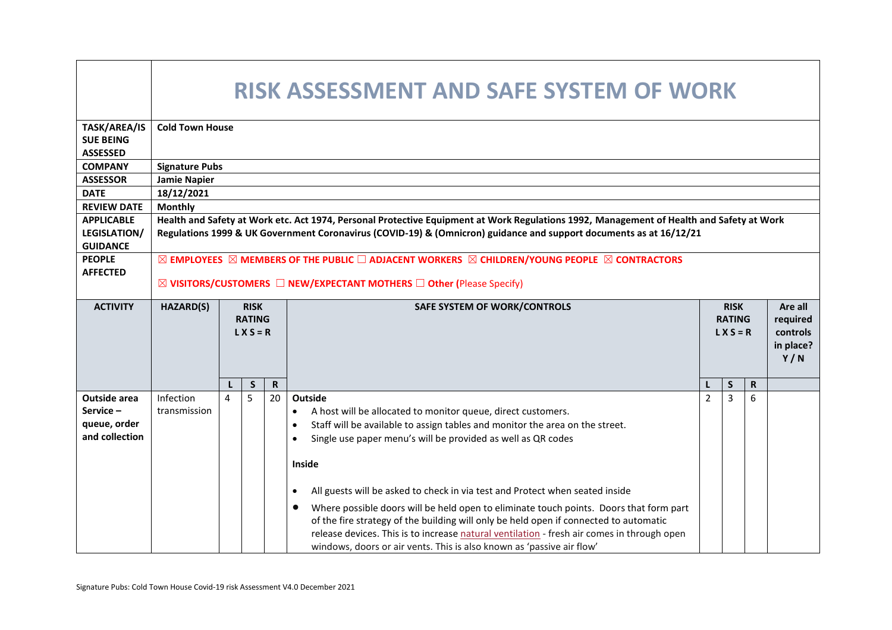# RISK ASSESSMENT AND SAFE SYSTEM OF WORK

| | |
|---|---|
| **TASK/AREA/ISSUE BEING ASSESSED** | **Cold Town House** |
| **COMPANY** | **Signature Pubs** |
| **ASSESSOR** | **Jamie Napier** |
| **DATE** | **18/12/2021** |
| **REVIEW DATE** | **Monthly** |
| **APPLICABLE LEGISLATION/ GUIDANCE** | **Health and Safety at Work etc. Act 1974, Personal Protective Equipment at Work Regulations 1992, Management of Health and Safety at Work Regulations 1999 & UK Government Coronavirus (COVID-19) & (Omnicron) guidance and support documents as at 16/12/21** |
| **PEOPLE AFFECTED** | ☒ **EMPLOYEES** ☒ **MEMBERS OF THE PUBLIC** ☐ **ADJACENT WORKERS** ☒ **CHILDREN/YOUNG PEOPLE** ☒ **CONTRACTORS**<br><br>☒ **VISITORS/CUSTOMERS** ☐ **NEW/EXPECTANT MOTHERS** ☐ **Other** (Please Specify) |

| ACTIVITY | HAZARD(S) | RISK RATING L X S = R | | | SAFE SYSTEM OF WORK/CONTROLS | RISK RATING L X S = R | | | Are all required controls in place? Y / N |
|---|---|---|---|---|---|---|---|---|---|
| | | **L** | **S** | **R** | | **L** | **S** | **R** | |
| **Outside area Service – queue, order and collection** | Infection transmission | 4 | 5 | 20 | **Outside**<br>• A host will be allocated to monitor queue, direct customers.<br>• Staff will be available to assign tables and monitor the area on the street.<br>• Single use paper menu's will be provided as well as QR codes<br><br>**Inside**<br><br>• All guests will be asked to check in via test and Protect when seated inside<br>• Where possible doors will be held open to eliminate touch points. Doors that form part of the fire strategy of the building will only be held open if connected to automatic release devices. This is to increase natural ventilation - fresh air comes in through open windows, doors or air vents. This is also known as 'passive air flow' | 2 | 3 | 6 | |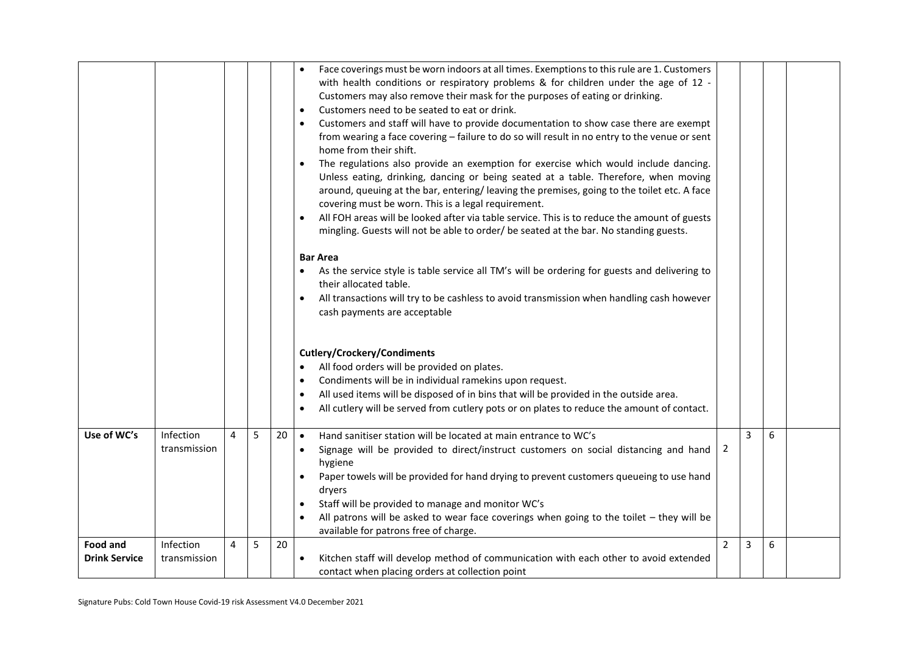| | | | | | | | | | |
|---|---|---|---|---|---|---|---|---|---|
| | | | | | • Face coverings must be worn indoors at all times. Exemptions to this rule are 1. Customers with health conditions or respiratory problems & for children under the age of 12 - Customers may also remove their mask for the purposes of eating or drinking.<br>• Customers need to be seated to eat or drink.<br>• Customers and staff will have to provide documentation to show case there are exempt from wearing a face covering – failure to do so will result in no entry to the venue or sent home from their shift.<br>• The regulations also provide an exemption for exercise which would include dancing. Unless eating, drinking, dancing or being seated at a table. Therefore, when moving around, queuing at the bar, entering/ leaving the premises, going to the toilet etc. A face covering must be worn. This is a legal requirement.<br>• All FOH areas will be looked after via table service. This is to reduce the amount of guests mingling. Guests will not be able to order/ be seated at the bar. No standing guests.<br><br>**Bar Area**<br>• As the service style is table service all TM's will be ordering for guests and delivering to their allocated table.<br>• All transactions will try to be cashless to avoid transmission when handling cash however cash payments are acceptable<br><br>**Cutlery/Crockery/Condiments**<br>• All food orders will be provided on plates.<br>• Condiments will be in individual ramekins upon request.<br>• All used items will be disposed of in bins that will be provided in the outside area.<br>• All cutlery will be served from cutlery pots or on plates to reduce the amount of contact. | | | | |
| **Use of WC's** | Infection transmission | 4 | 5 | 20 | • Hand sanitiser station will be located at main entrance to WC's<br>• Signage will be provided to direct/instruct customers on social distancing and hand hygiene<br>• Paper towels will be provided for hand drying to prevent customers queueing to use hand dryers<br>• Staff will be provided to manage and monitor WC's<br>• All patrons will be asked to wear face coverings when going to the toilet – they will be available for patrons free of charge. | 2 | 3 | 6 | |
| **Food and Drink Service** | Infection transmission | 4 | 5 | 20 | • Kitchen staff will develop method of communication with each other to avoid extended contact when placing orders at collection point | 2 | 3 | 6 | |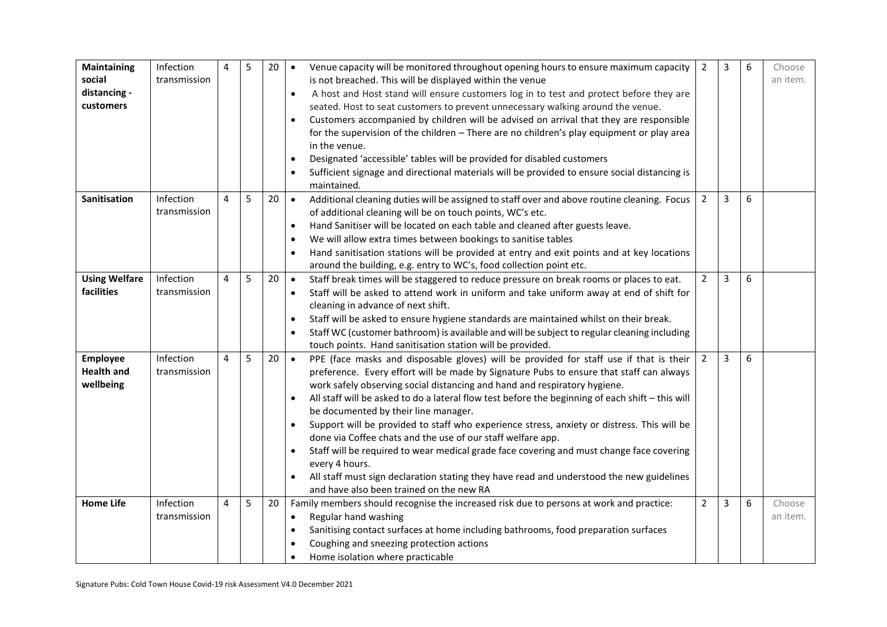| **Maintaining social distancing - customers** | Infection transmission | 4 | 5 | 20 | • Venue capacity will be monitored throughout opening hours to ensure maximum capacity is not breached. This will be displayed within the venue<br>• A host and Host stand will ensure customers log in to test and protect before they are seated. Host to seat customers to prevent unnecessary walking around the venue.<br>• Customers accompanied by children will be advised on arrival that they are responsible for the supervision of the children – There are no children's play equipment or play area in the venue.<br>• Designated 'accessible' tables will be provided for disabled customers<br>• Sufficient signage and directional materials will be provided to ensure social distancing is maintained. | 2 | 3 | 6 | Choose an item. |
|---|---|---|---|---|---|---|---|---|---|
| **Sanitisation** | Infection transmission | 4 | 5 | 20 | • Additional cleaning duties will be assigned to staff over and above routine cleaning. Focus of additional cleaning will be on touch points, WC's etc.<br>• Hand Sanitiser will be located on each table and cleaned after guests leave.<br>• We will allow extra times between bookings to sanitise tables<br>• Hand sanitisation stations will be provided at entry and exit points and at key locations around the building, e.g. entry to WC's, food collection point etc. | 2 | 3 | 6 | |
| **Using Welfare facilities** | Infection transmission | 4 | 5 | 20 | • Staff break times will be staggered to reduce pressure on break rooms or places to eat.<br>• Staff will be asked to attend work in uniform and take uniform away at end of shift for cleaning in advance of next shift.<br>• Staff will be asked to ensure hygiene standards are maintained whilst on their break.<br>• Staff WC (customer bathroom) is available and will be subject to regular cleaning including touch points. Hand sanitisation station will be provided. | 2 | 3 | 6 | |
| **Employee Health and wellbeing** | Infection transmission | 4 | 5 | 20 | • PPE (face masks and disposable gloves) will be provided for staff use if that is their preference. Every effort will be made by Signature Pubs to ensure that staff can always work safely observing social distancing and hand and respiratory hygiene.<br>• All staff will be asked to do a lateral flow test before the beginning of each shift – this will be documented by their line manager.<br>• Support will be provided to staff who experience stress, anxiety or distress. This will be done via Coffee chats and the use of our staff welfare app.<br>• Staff will be required to wear medical grade face covering and must change face covering every 4 hours.<br>• All staff must sign declaration stating they have read and understood the new guidelines and have also been trained on the new RA | 2 | 3 | 6 | |
| **Home Life** | Infection transmission | 4 | 5 | 20 | Family members should recognise the increased risk due to persons at work and practice:<br>• Regular hand washing<br>• Sanitising contact surfaces at home including bathrooms, food preparation surfaces<br>• Coughing and sneezing protection actions<br>• Home isolation where practicable | 2 | 3 | 6 | Choose an item. |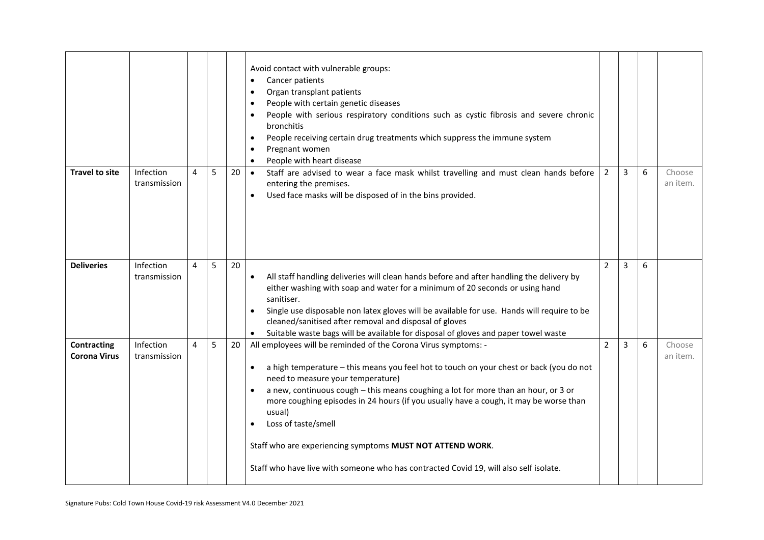| | | | | | | | | | |
|---|---|---|---|---|---|---|---|---|---|
| | | | | | Avoid contact with vulnerable groups:<br>• Cancer patients<br>• Organ transplant patients<br>• People with certain genetic diseases<br>• People with serious respiratory conditions such as cystic fibrosis and severe chronic bronchitis<br>• People receiving certain drug treatments which suppress the immune system<br>• Pregnant women<br>• People with heart disease | | | | |
| **Travel to site** | Infection transmission | 4 | 5 | 20 | • Staff are advised to wear a face mask whilst travelling and must clean hands before entering the premises.<br>• Used face masks will be disposed of in the bins provided. | 2 | 3 | 6 | Choose an item. |
| **Deliveries** | Infection transmission | 4 | 5 | 20 | • All staff handling deliveries will clean hands before and after handling the delivery by either washing with soap and water for a minimum of 20 seconds or using hand sanitiser.<br>• Single use disposable non latex gloves will be available for use. Hands will require to be cleaned/sanitised after removal and disposal of gloves<br>• Suitable waste bags will be available for disposal of gloves and paper towel waste | 2 | 3 | 6 | |
| **Contracting Corona Virus** | Infection transmission | 4 | 5 | 20 | All employees will be reminded of the Corona Virus symptoms: -<br><br>• a high temperature – this means you feel hot to touch on your chest or back (you do not need to measure your temperature)<br>• a new, continuous cough – this means coughing a lot for more than an hour, or 3 or more coughing episodes in 24 hours (if you usually have a cough, it may be worse than usual)<br>• Loss of taste/smell<br><br>Staff who are experiencing symptoms **MUST NOT ATTEND WORK**.<br><br>Staff who have live with someone who has contracted Covid 19, will also self isolate. | 2 | 3 | 6 | Choose an item. |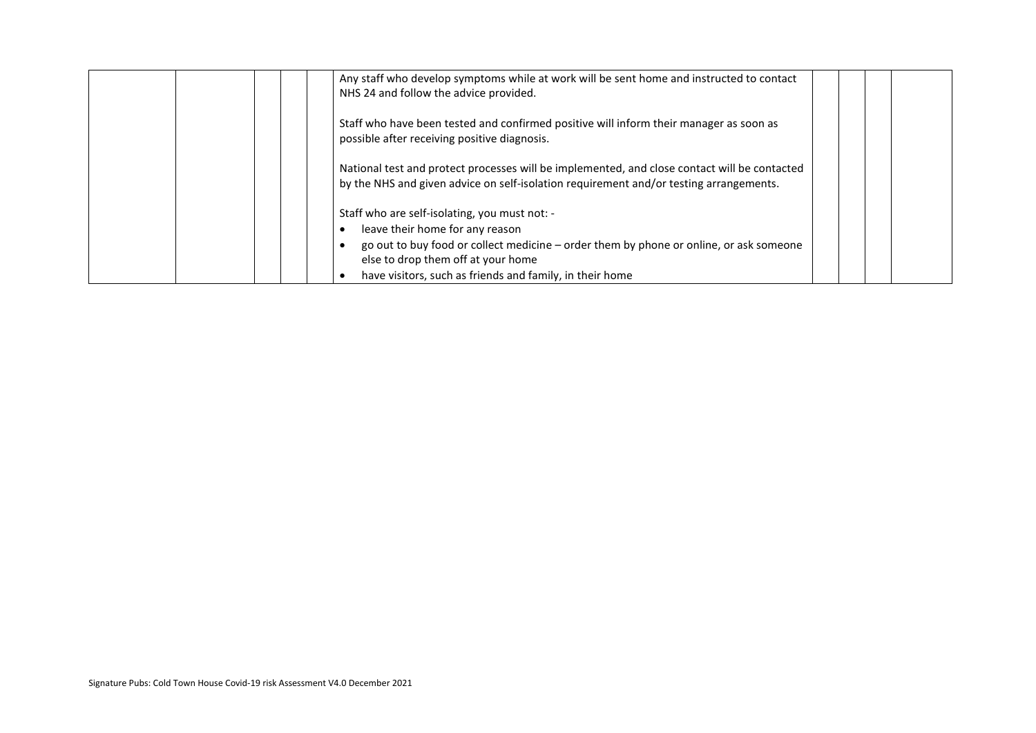| | | | | | | | | | |
|---|---|---|---|---|---|---|---|---|---|
| | | | | | Any staff who develop symptoms while at work will be sent home and instructed to contact NHS 24 and follow the advice provided.<br><br>Staff who have been tested and confirmed positive will inform their manager as soon as possible after receiving positive diagnosis.<br><br>National test and protect processes will be implemented, and close contact will be contacted by the NHS and given advice on self-isolation requirement and/or testing arrangements.<br><br>Staff who are self-isolating, you must not: -<br>• leave their home for any reason<br>• go out to buy food or collect medicine – order them by phone or online, or ask someone else to drop them off at your home<br>• have visitors, such as friends and family, in their home | | | | |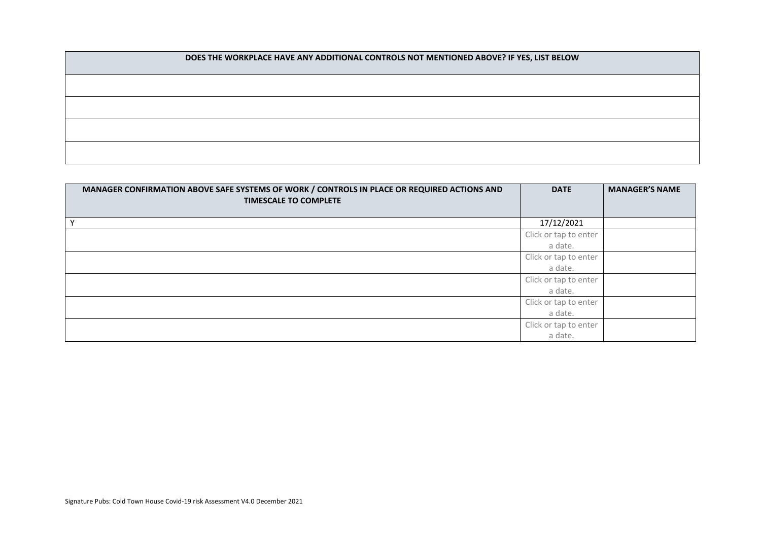| DOES THE WORKPLACE HAVE ANY ADDITIONAL CONTROLS NOT MENTIONED ABOVE? IF YES, LIST BELOW |
|---|
| |
| |
| |
| |

| MANAGER CONFIRMATION ABOVE SAFE SYSTEMS OF WORK / CONTROLS IN PLACE OR REQUIRED ACTIONS AND TIMESCALE TO COMPLETE | DATE | MANAGER'S NAME |
|---|---|---|
| Y | 17/12/2021 | |
| | Click or tap to enter a date. | |
| | Click or tap to enter a date. | |
| | Click or tap to enter a date. | |
| | Click or tap to enter a date. | |
| | Click or tap to enter a date. | |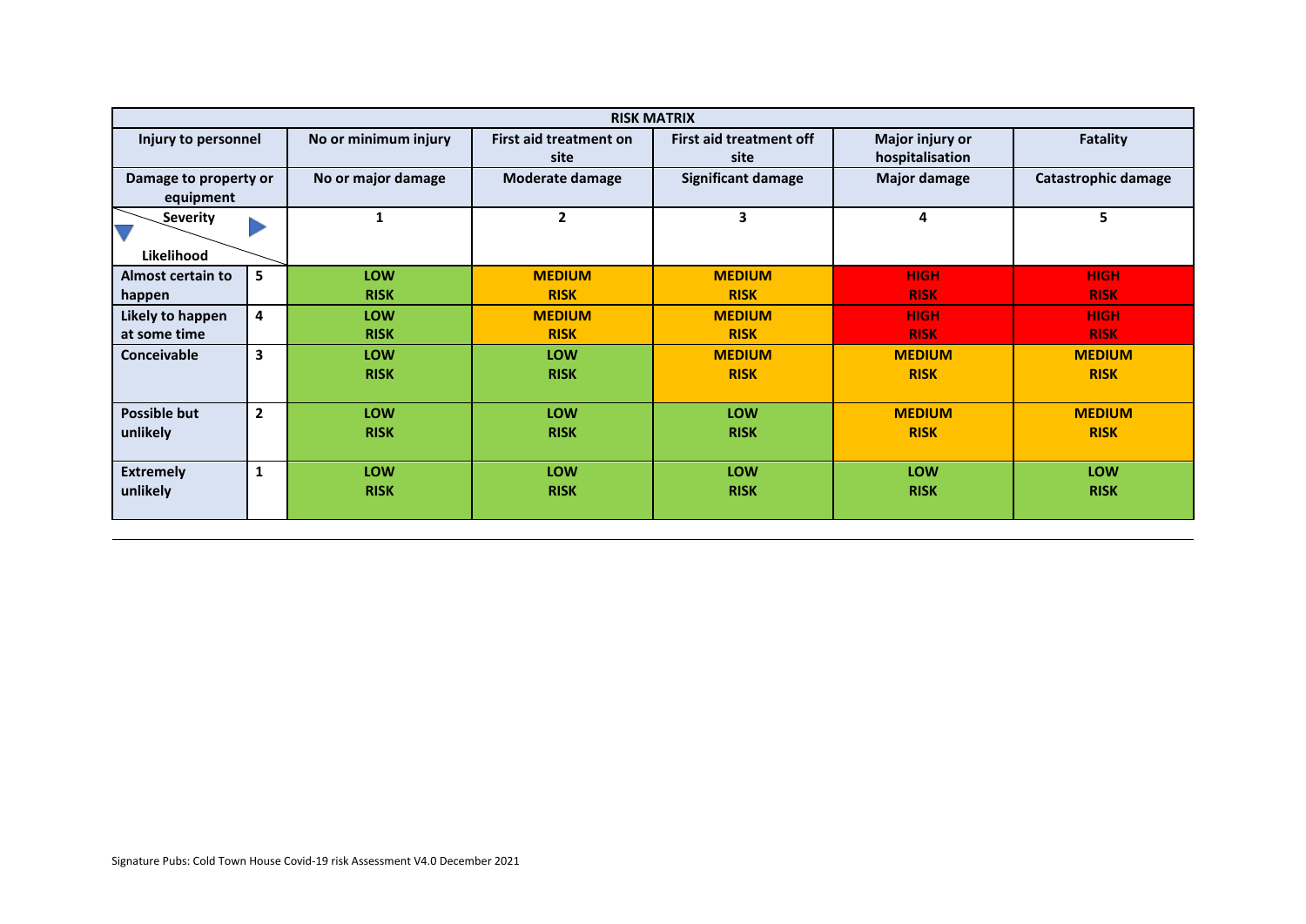| RISK MATRIX | | | | | | |
|---|---|---|---|---|---|---|
| **Injury to personnel** | | **No or minimum injury** | **First aid treatment on site** | **First aid treatment off site** | **Major injury or hospitalisation** | **Fatality** |
| **Damage to property or equipment** | | **No or major damage** | **Moderate damage** | **Significant damage** | **Major damage** | **Catastrophic damage** |
| **Severity** / **Likelihood** | | **1** | **2** | **3** | **4** | **5** |
| **Almost certain to happen** | **5** | **LOW RISK** | **MEDIUM RISK** | **MEDIUM RISK** | **HIGH RISK** | **HIGH RISK** |
| **Likely to happen at some time** | **4** | **LOW RISK** | **MEDIUM RISK** | **MEDIUM RISK** | **HIGH RISK** | **HIGH RISK** |
| **Conceivable** | **3** | **LOW RISK** | **LOW RISK** | **MEDIUM RISK** | **MEDIUM RISK** | **MEDIUM RISK** |
| **Possible but unlikely** | **2** | **LOW RISK** | **LOW RISK** | **LOW RISK** | **MEDIUM RISK** | **MEDIUM RISK** |
| **Extremely unlikely** | **1** | **LOW RISK** | **LOW RISK** | **LOW RISK** | **LOW RISK** | **LOW RISK** |